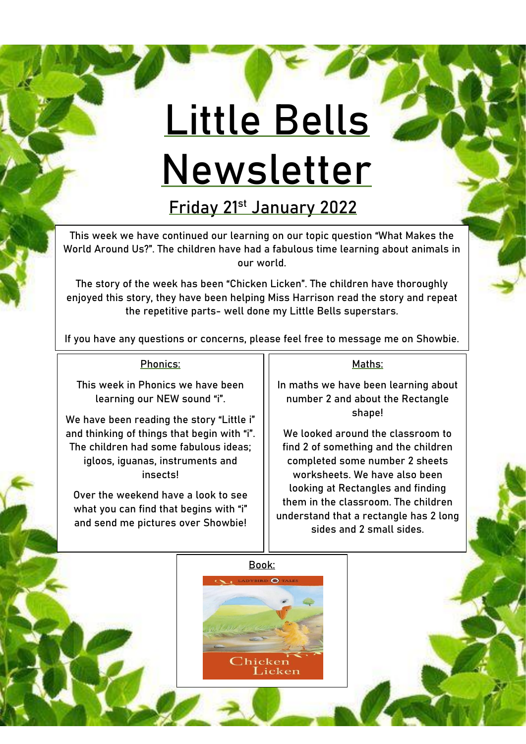# Little Bells Newsletter

## Friday 21st January 2022

This week we have continued our learning on our topic question "What Makes the World Around Us?". The children have had a fabulous time learning about animals in our world.

The story of the week has been "Chicken Licken". The children have thoroughly enjoyed this story, they have been helping Miss Harrison read the story and repeat the repetitive parts- well done my Little Bells superstars.

If you have any questions or concerns, please feel free to message me on Showbie.

### Phonics:

This week in Phonics we have been learning our NEW sound "i".

We have been reading the story "Little i" and thinking of things that begin with "i". The children had some fabulous ideas; igloos, iguanas, instruments and insects!

Over the weekend have a look to see what you can find that begins with "i" and send me pictures over Showbie!

### Maths:

In maths we have been learning about number 2 and about the Rectangle shape!

We looked around the classroom to find 2 of something and the children completed some number 2 sheets worksheets. We have also been looking at Rectangles and finding them in the classroom. The children understand that a rectangle has 2 long sides and 2 small sides.

### Book:

LADYBIRD TALES

Chicken Licken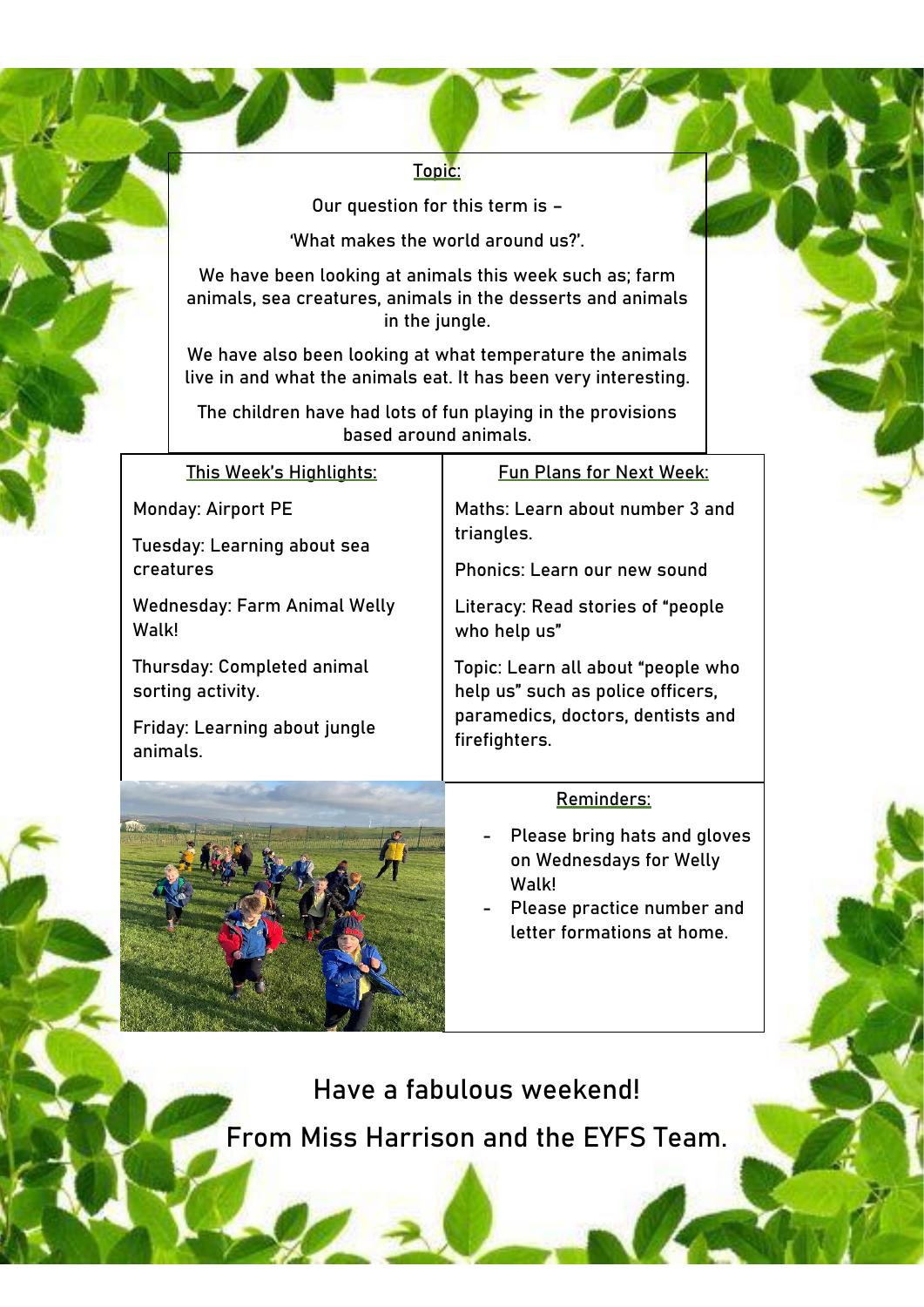## Topic:

Our question for this term is –

'What makes the world around us?'.

We have been looking at animals this week such as; farm animals, sea creatures, animals in the desserts and animals in the jungle.

We have also been looking at what temperature the animals live in and what the animals eat. It has been very interesting.

The children have had lots of fun playing in the provisions based around animals.

## This Week's Highlights:

Monday: Airport PE

Tuesday: Learning about sea creatures

Wednesday: Farm Animal Welly Walk!

Thursday: Completed animal sorting activity.

Friday: Learning about jungle animals.

## Fun Plans for Next Week:

Maths: Learn about number 3 and triangles.

Phonics: Learn our new sound

Literacy: Read stories of "people who help us"

Topic: Learn all about "people who help us" such as police officers, paramedics, doctors, dentists and firefighters.

## Reminders:

- Please bring hats and gloves on Wednesdays for Welly Walk!
- Please practice number and letter formations at home.

Have a fabulous weekend!

From Miss Harrison and the EYFS Team.